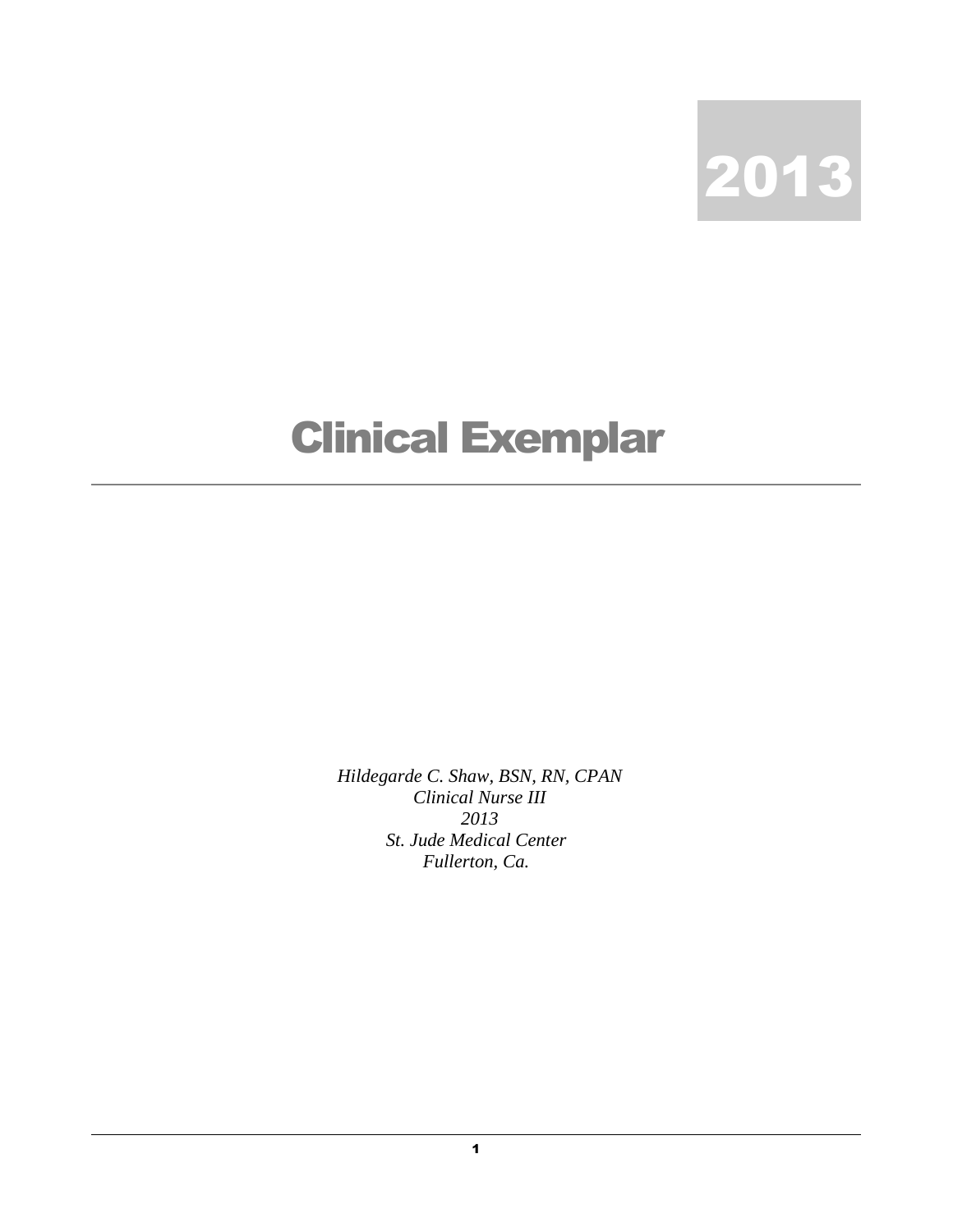2013

# Clinical Exemplar

*Hildegarde C. Shaw, BSN, RN, CPAN*
*Clinical Nurse III*
*2013*
*St. Jude Medical Center*
*Fullerton, Ca.*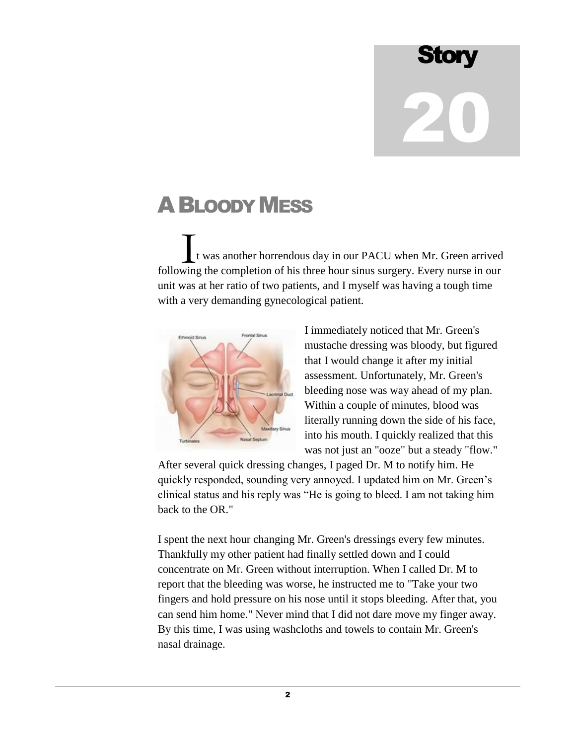# Story 20

## A Bloody Mess

It was another horrendous day in our PACU when Mr. Green arrived following the completion of his three hour sinus surgery. Every nurse in our unit was at her ratio of two patients, and I myself was having a tough time with a very demanding gynecological patient.

I immediately noticed that Mr. Green's mustache dressing was bloody, but figured that I would change it after my initial assessment. Unfortunately, Mr. Green's bleeding nose was way ahead of my plan. Within a couple of minutes, blood was literally running down the side of his face, into his mouth. I quickly realized that this was not just an "ooze" but a steady "flow."

After several quick dressing changes, I paged Dr. M to notify him. He quickly responded, sounding very annoyed. I updated him on Mr. Green's clinical status and his reply was "He is going to bleed. I am not taking him back to the OR."

I spent the next hour changing Mr. Green's dressings every few minutes. Thankfully my other patient had finally settled down and I could concentrate on Mr. Green without interruption. When I called Dr. M to report that the bleeding was worse, he instructed me to "Take your two fingers and hold pressure on his nose until it stops bleeding. After that, you can send him home." Never mind that I did not dare move my finger away. By this time, I was using washcloths and towels to contain Mr. Green's nasal drainage.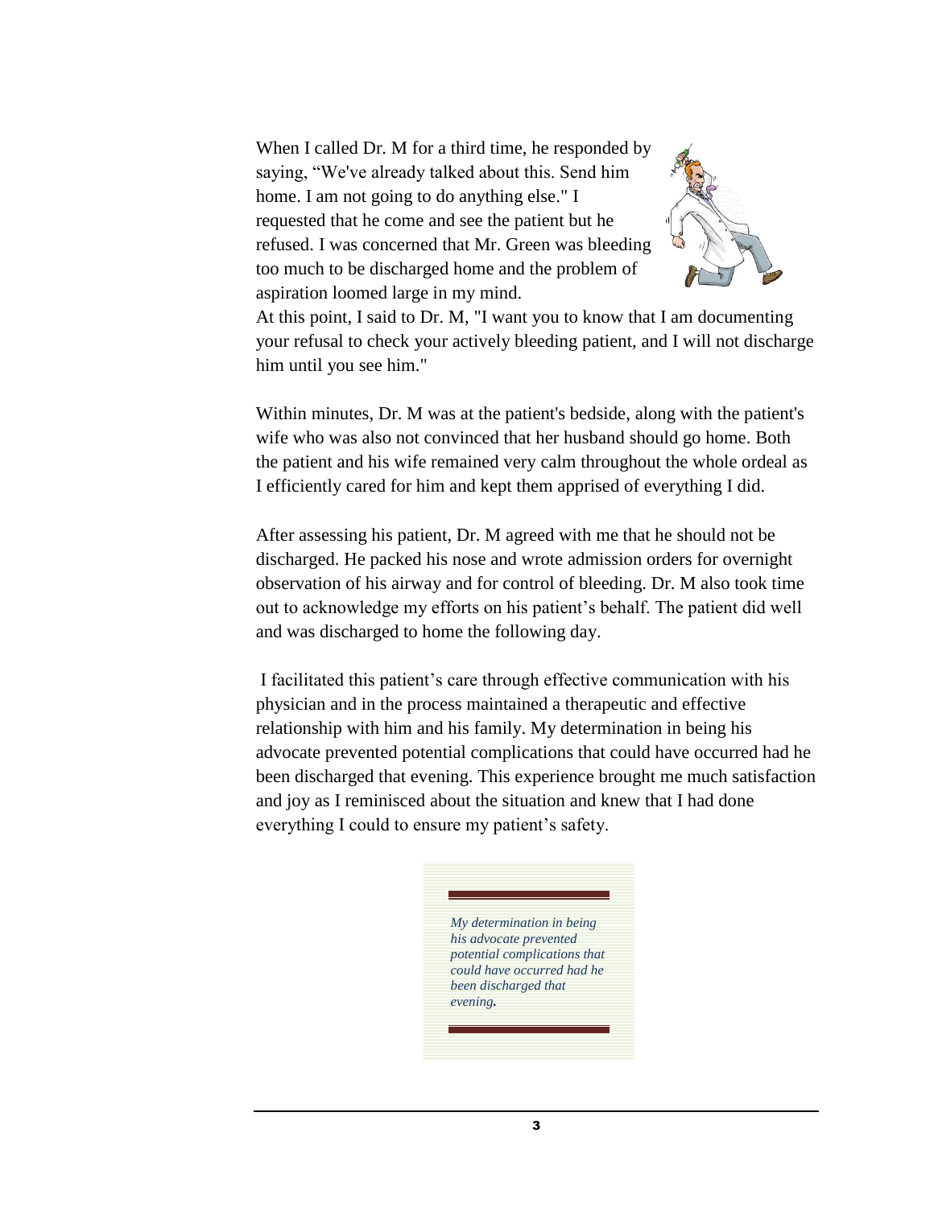When I called Dr. M for a third time, he responded by saying, “We've already talked about this. Send him home. I am not going to do anything else." I requested that he come and see the patient but he refused. I was concerned that Mr. Green was bleeding too much to be discharged home and the problem of aspiration loomed large in my mind.

At this point, I said to Dr. M, "I want you to know that I am documenting your refusal to check your actively bleeding patient, and I will not discharge him until you see him."

Within minutes, Dr. M was at the patient's bedside, along with the patient's wife who was also not convinced that her husband should go home. Both the patient and his wife remained very calm throughout the whole ordeal as I efficiently cared for him and kept them apprised of everything I did.

After assessing his patient, Dr. M agreed with me that he should not be discharged. He packed his nose and wrote admission orders for overnight observation of his airway and for control of bleeding. Dr. M also took time out to acknowledge my efforts on his patient’s behalf. The patient did well and was discharged to home the following day.

I facilitated this patient’s care through effective communication with his physician and in the process maintained a therapeutic and effective relationship with him and his family. My determination in being his advocate prevented potential complications that could have occurred had he been discharged that evening. This experience brought me much satisfaction and joy as I reminisced about the situation and knew that I had done everything I could to ensure my patient’s safety.

*My determination in being his advocate prevented potential complications that could have occurred had he been discharged that evening.*